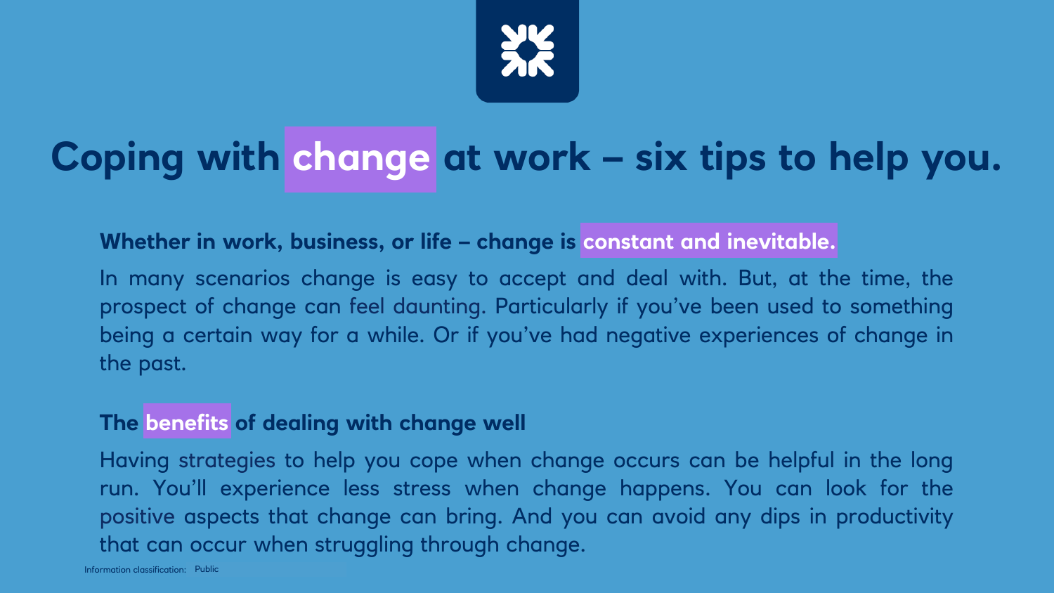# Coping with change at work – six tips to help you.

**Whether in work, business, or life – change is constant and inevitable.**

In many scenarios change is easy to accept and deal with. But, at the time, the prospect of change can feel daunting. Particularly if you've been used to something being a certain way for a while. Or if you've had negative experiences of change in the past.

**The benefits of dealing with change well**

Having strategies to help you cope when change occurs can be helpful in the long run. You'll experience less stress when change happens. You can look for the positive aspects that change can bring. And you can avoid any dips in productivity that can occur when struggling through change.

Information classification: Public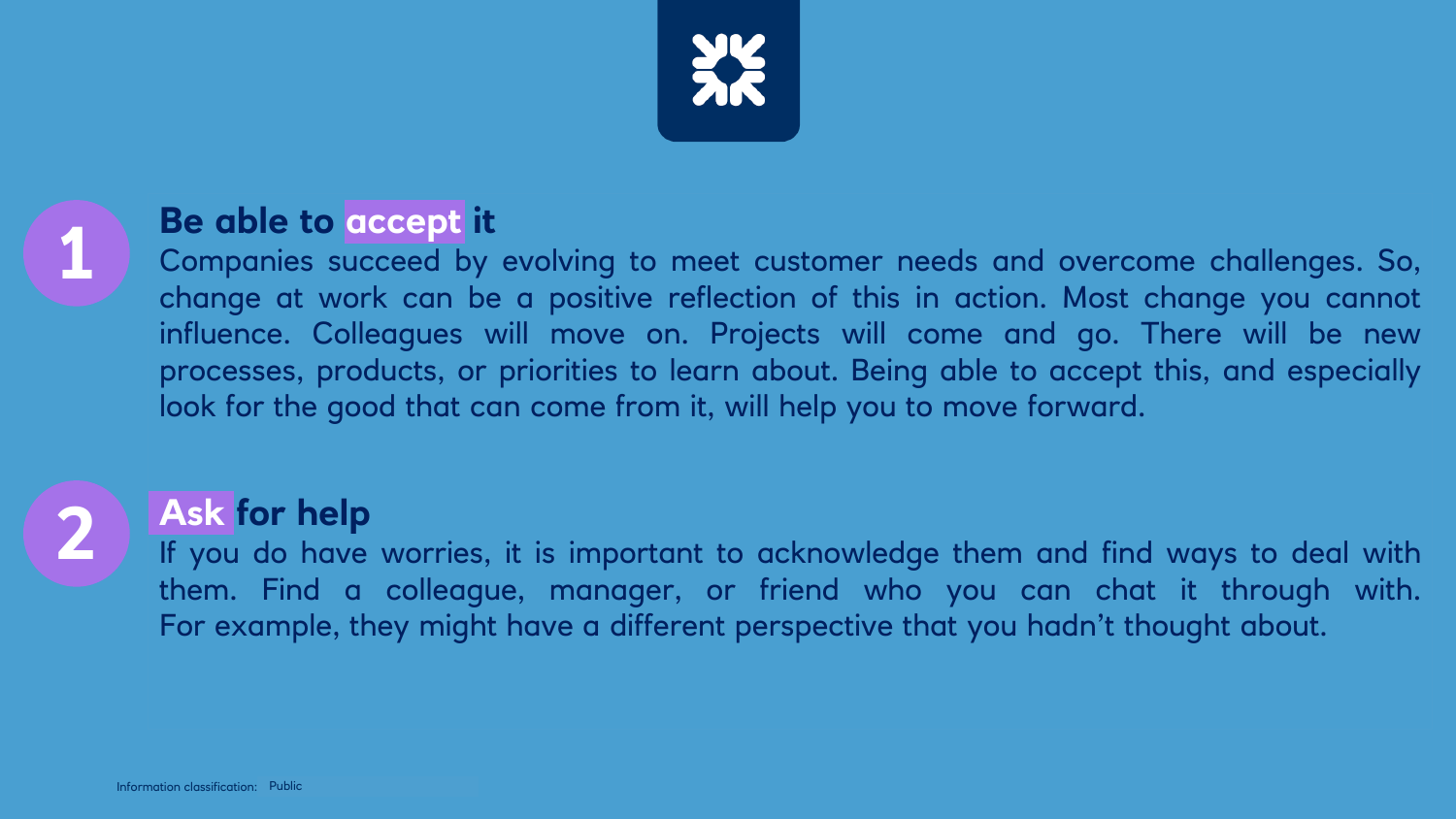## 1 Be able to accept it

Companies succeed by evolving to meet customer needs and overcome challenges. So, change at work can be a positive reflection of this in action. Most change you cannot influence. Colleagues will move on. Projects will come and go. There will be new processes, products, or priorities to learn about. Being able to accept this, and especially look for the good that can come from it, will help you to move forward.

## 2 Ask for help

If you do have worries, it is important to acknowledge them and find ways to deal with them. Find a colleague, manager, or friend who you can chat it through with. For example, they might have a different perspective that you hadn't thought about.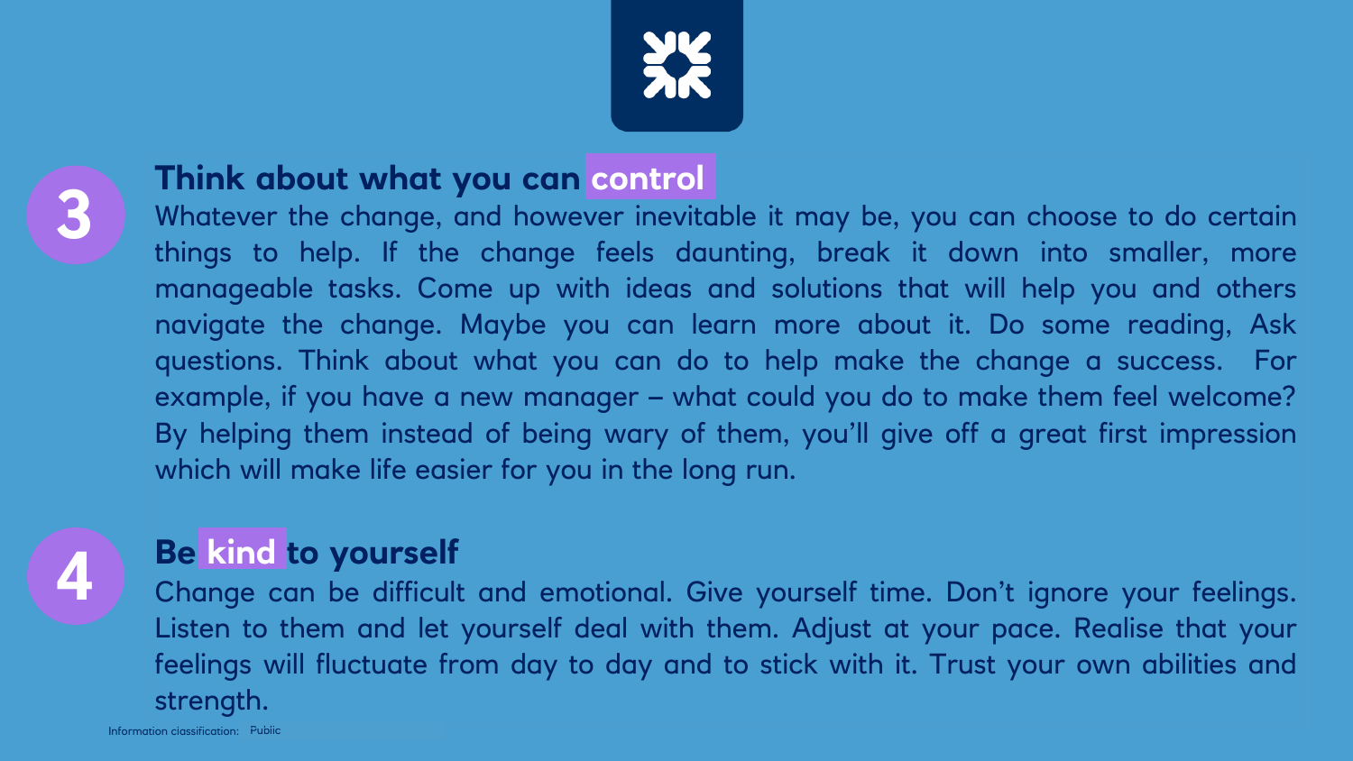## 3 Think about what you can control

Whatever the change, and however inevitable it may be, you can choose to do certain things to help. If the change feels daunting, break it down into smaller, more manageable tasks. Come up with ideas and solutions that will help you and others navigate the change. Maybe you can learn more about it. Do some reading, Ask questions. Think about what you can do to help make the change a success. For example, if you have a new manager – what could you do to make them feel welcome? By helping them instead of being wary of them, you'll give off a great first impression which will make life easier for you in the long run.

## 4 Be kind to yourself

Change can be difficult and emotional. Give yourself time. Don't ignore your feelings. Listen to them and let yourself deal with them. Adjust at your pace. Realise that your feelings will fluctuate from day to day and to stick with it. Trust your own abilities and strength.

Information classification: Public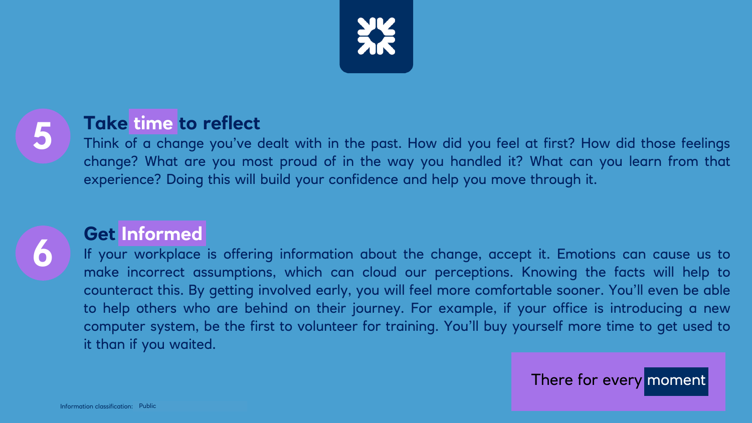## 5 Take time to reflect

Think of a change you've dealt with in the past. How did you feel at first? How did those feelings change? What are you most proud of in the way you handled it? What can you learn from that experience? Doing this will build your confidence and help you move through it.

## 6 Get Informed

If your workplace is offering information about the change, accept it. Emotions can cause us to make incorrect assumptions, which can cloud our perceptions. Knowing the facts will help to counteract this. By getting involved early, you will feel more comfortable sooner. You'll even be able to help others who are behind on their journey. For example, if your office is introducing a new computer system, be the first to volunteer for training. You'll buy yourself more time to get used to it than if you waited.

There for every moment

Information classification: Public